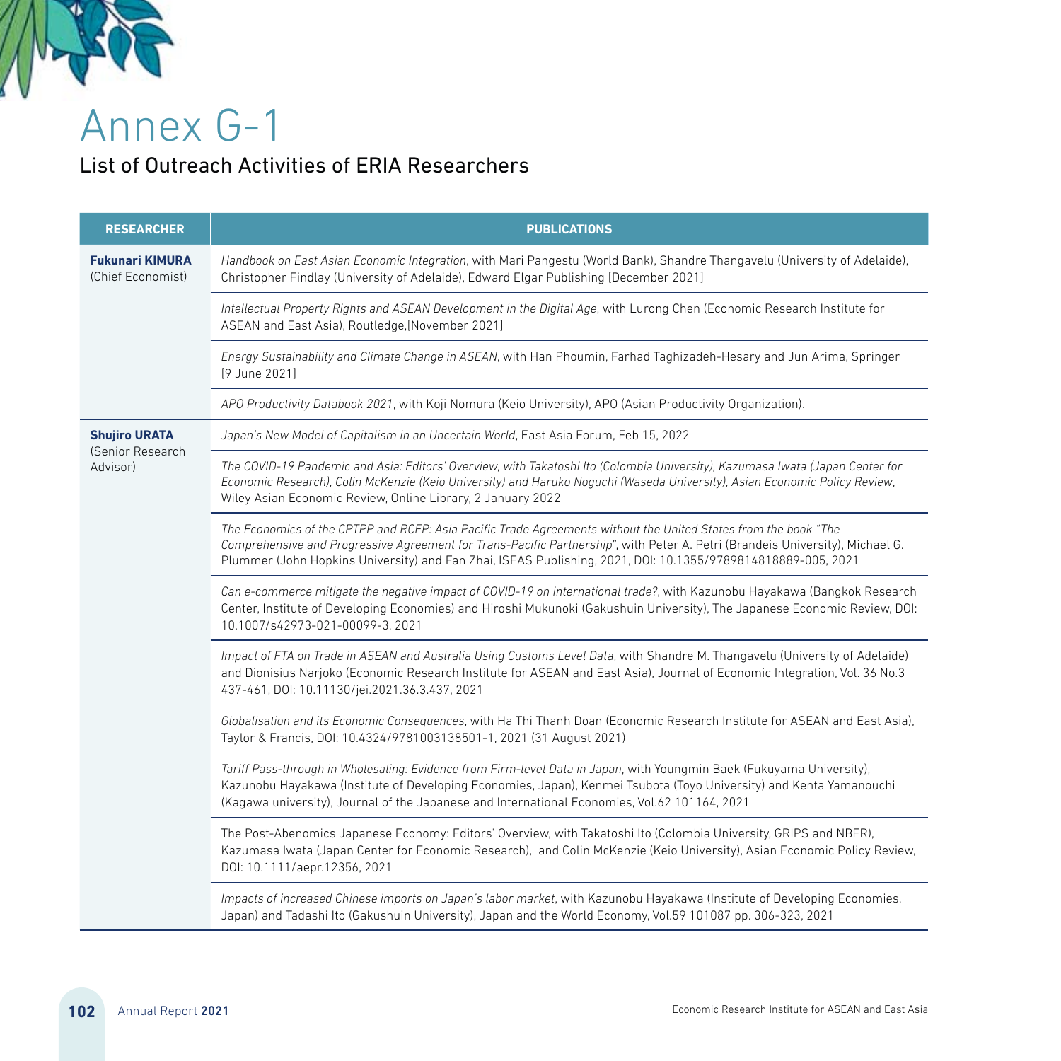# Annex G-1

## List of Outreach Activities of ERIA Researchers

| RESEARCHER | PUBLICATIONS |
|---|---|
| **Fukunari KIMURA** (Chief Economist) | *Handbook on East Asian Economic Integration*, with Mari Pangestu (World Bank), Shandre Thangavelu (University of Adelaide), Christopher Findlay (University of Adelaide), Edward Elgar Publishing [December 2021] |
| | *Intellectual Property Rights and ASEAN Development in the Digital Age*, with Lurong Chen (Economic Research Institute for ASEAN and East Asia), Routledge,[November 2021] |
| | *Energy Sustainability and Climate Change in ASEAN*, with Han Phoumin, Farhad Taghizadeh-Hesary and Jun Arima, Springer [9 June 2021] |
| | *APO Productivity Databook 2021*, with Koji Nomura (Keio University), APO (Asian Productivity Organization). |
| **Shujiro URATA** (Senior Research Advisor) | *Japan's New Model of Capitalism in an Uncertain World*, East Asia Forum, Feb 15, 2022 |
| | *The COVID-19 Pandemic and Asia: Editors' Overview, with Takatoshi Ito (Colombia University), Kazumasa Iwata (Japan Center for Economic Research), Colin McKenzie (Keio University) and Haruko Noguchi (Waseda University), Asian Economic Policy Review*, Wiley Asian Economic Review, Online Library, 2 January 2022 |
| | *The Economics of the CPTPP and RCEP: Asia Pacific Trade Agreements without the United States from the book "The Comprehensive and Progressive Agreement for Trans-Pacific Partnership"*, with Peter A. Petri (Brandeis University), Michael G. Plummer (John Hopkins University) and Fan Zhai, ISEAS Publishing, 2021, DOI: 10.1355/9789814818889-005, 2021 |
| | *Can e-commerce mitigate the negative impact of COVID-19 on international trade?*, with Kazunobu Hayakawa (Bangkok Research Center, Institute of Developing Economies) and Hiroshi Mukunoki (Gakushuin University), The Japanese Economic Review, DOI: 10.1007/s42973-021-00099-3, 2021 |
| | *Impact of FTA on Trade in ASEAN and Australia Using Customs Level Data*, with Shandre M. Thangavelu (University of Adelaide) and Dionisius Narjoko (Economic Research Institute for ASEAN and East Asia), Journal of Economic Integration, Vol. 36 No.3 437-461, DOI: 10.11130/jei.2021.36.3.437, 2021 |
| | *Globalisation and its Economic Consequences*, with Ha Thi Thanh Doan (Economic Research Institute for ASEAN and East Asia), Taylor & Francis, DOI: 10.4324/9781003138501-1, 2021 (31 August 2021) |
| | *Tariff Pass-through in Wholesaling: Evidence from Firm-level Data in Japan*, with Youngmin Baek (Fukuyama University), Kazunobu Hayakawa (Institute of Developing Economies, Japan), Kenmei Tsubota (Toyo University) and Kenta Yamanouchi (Kagawa university), Journal of the Japanese and International Economies, Vol.62 101164, 2021 |
| | The Post-Abenomics Japanese Economy: Editors' Overview, with Takatoshi Ito (Colombia University, GRIPS and NBER), Kazumasa Iwata (Japan Center for Economic Research), and Colin McKenzie (Keio University), Asian Economic Policy Review, DOI: 10.1111/aepr.12356, 2021 |
| | *Impacts of increased Chinese imports on Japan's labor market*, with Kazunobu Hayakawa (Institute of Developing Economies, Japan) and Tadashi Ito (Gakushuin University), Japan and the World Economy, Vol.59 101087 pp. 306-323, 2021 |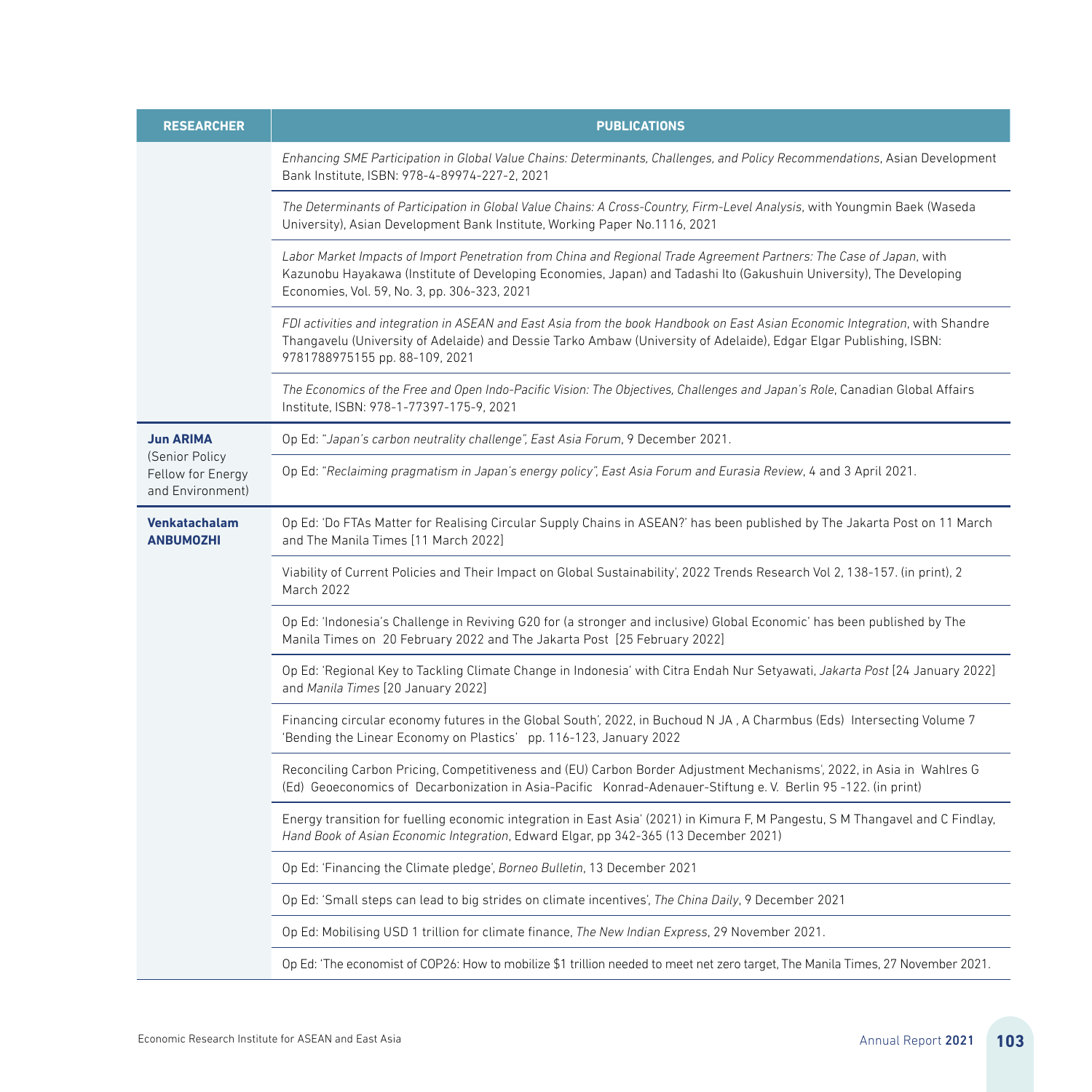| RESEARCHER | PUBLICATIONS |
|---|---|
| | *Enhancing SME Participation in Global Value Chains: Determinants, Challenges, and Policy Recommendations*, Asian Development Bank Institute, ISBN: 978-4-89974-227-2, 2021 |
| | *The Determinants of Participation in Global Value Chains: A Cross-Country, Firm-Level Analysis*, with Youngmin Baek (Waseda University), Asian Development Bank Institute, Working Paper No.1116, 2021 |
| | *Labor Market Impacts of Import Penetration from China and Regional Trade Agreement Partners: The Case of Japan*, with Kazunobu Hayakawa (Institute of Developing Economies, Japan) and Tadashi Ito (Gakushuin University), The Developing Economies, Vol. 59, No. 3, pp. 306-323, 2021 |
| | *FDI activities and integration in ASEAN and East Asia from the book Handbook on East Asian Economic Integration*, with Shandre Thangavelu (University of Adelaide) and Dessie Tarko Ambaw (University of Adelaide), Edgar Elgar Publishing, ISBN: 9781788975155 pp. 88-109, 2021 |
| | *The Economics of the Free and Open Indo-Pacific Vision: The Objectives, Challenges and Japan's Role*, Canadian Global Affairs Institute, ISBN: 978-1-77397-175-9, 2021 |
| **Jun ARIMA** (Senior Policy Fellow for Energy and Environment) | Op Ed: "*Japan's carbon neutrality challenge", East Asia Forum*, 9 December 2021. |
| | Op Ed: "*Reclaiming pragmatism in Japan's energy policy", East Asia Forum and Eurasia Review*, 4 and 3 April 2021. |
| **Venkatachalam ANBUMOZHI** | Op Ed: 'Do FTAs Matter for Realising Circular Supply Chains in ASEAN?' has been published by The Jakarta Post on 11 March and The Manila Times [11 March 2022] |
| | Viability of Current Policies and Their Impact on Global Sustainability', 2022 Trends Research Vol 2, 138-157. (in print), 2 March 2022 |
| | Op Ed: 'Indonesia's Challenge in Reviving G20 for (a stronger and inclusive) Global Economic' has been published by The Manila Times on 20 February 2022 and The Jakarta Post [25 February 2022] |
| | Op Ed: 'Regional Key to Tackling Climate Change in Indonesia' with Citra Endah Nur Setyawati, *Jakarta Post* [24 January 2022] and *Manila Times* [20 January 2022] |
| | Financing circular economy futures in the Global South', 2022, in Buchoud N JA , A Charmbus (Eds) Intersecting Volume 7 'Bending the Linear Economy on Plastics' pp. 116-123, January 2022 |
| | Reconciling Carbon Pricing, Competitiveness and (EU) Carbon Border Adjustment Mechanisms', 2022, in Asia in Wahlres G (Ed) Geoeconomics of Decarbonization in Asia-Pacific Konrad-Adenauer-Stiftung e. V. Berlin 95 -122. (in print) |
| | Energy transition for fuelling economic integration in East Asia' (2021) in Kimura F, M Pangestu, S M Thangavel and C Findlay, *Hand Book of Asian Economic Integration*, Edward Elgar, pp 342-365 (13 December 2021) |
| | Op Ed: 'Financing the Climate pledge', *Borneo Bulletin*, 13 December 2021 |
| | Op Ed: 'Small steps can lead to big strides on climate incentives', *The China Daily*, 9 December 2021 |
| | Op Ed: Mobilising USD 1 trillion for climate finance, *The New Indian Express*, 29 November 2021. |
| | Op Ed: 'The economist of COP26: How to mobilize $1 trillion needed to meet net zero target, The Manila Times, 27 November 2021. |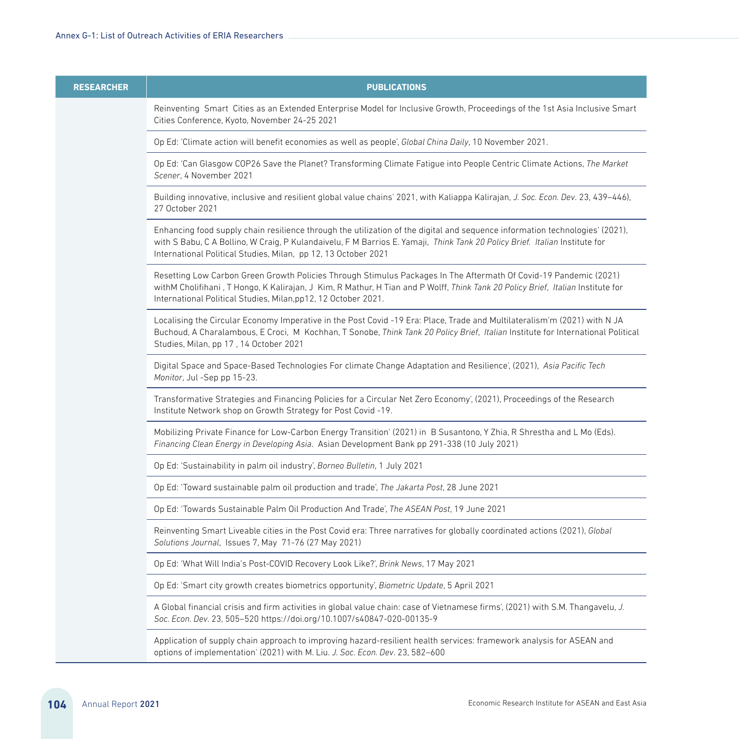| RESEARCHER | PUBLICATIONS |
|---|---|
| | Reinventing Smart Cities as an Extended Enterprise Model for Inclusive Growth, Proceedings of the 1st Asia Inclusive Smart Cities Conference, Kyoto, November 24-25 2021 |
| | Op Ed: 'Climate action will benefit economies as well as people', *Global China Daily*, 10 November 2021. |
| | Op Ed: 'Can Glasgow COP26 Save the Planet? Transforming Climate Fatigue into People Centric Climate Actions, *The Market Scener*, 4 November 2021 |
| | Building innovative, inclusive and resilient global value chains' 2021, with Kaliappa Kalirajan, *J. Soc. Econ. Dev*. 23, 439–446), 27 October 2021 |
| | Enhancing food supply chain resilience through the utilization of the digital and sequence information technologies' (2021), with S Babu, C A Bollino, W Craig, P Kulandaivelu, F M Barrios E. Yamaji, *Think Tank 20 Policy Brief. Italian* Institute for International Political Studies, Milan, pp 12, 13 October 2021 |
| | Resetting Low Carbon Green Growth Policies Through Stimulus Packages In The Aftermath Of Covid-19 Pandemic (2021) withM Cholifihani , T Hongo, K Kalirajan, J Kim, R Mathur, H Tian and P Wolff, *Think Tank 20 Policy Brief, Italian* Institute for International Political Studies, Milan,pp12, 12 October 2021. |
| | Localising the Circular Economy Imperative in the Post Covid -19 Era: Place, Trade and Multilateralism'm (2021) with N JA Buchoud, A Charalambous, E Croci, M Kochhan, T Sonobe, *Think Tank 20 Policy Brief, Italian* Institute for International Political Studies, Milan, pp 17 , 14 October 2021 |
| | Digital Space and Space-Based Technologies For climate Change Adaptation and Resilience', (2021), *Asia Pacific Tech Monitor*, Jul -Sep pp 15-23. |
| | Transformative Strategies and Financing Policies for a Circular Net Zero Economy', (2021), Proceedings of the Research Institute Network shop on Growth Strategy for Post Covid -19. |
| | Mobilizing Private Finance for Low-Carbon Energy Transition' (2021) in B Susantono, Y Zhia, R Shrestha and L Mo (Eds). *Financing Clean Energy in Developing Asia*. Asian Development Bank pp 291-338 (10 July 2021) |
| | Op Ed: 'Sustainability in palm oil industry', *Borneo Bulletin*, 1 July 2021 |
| | Op Ed: 'Toward sustainable palm oil production and trade', *The Jakarta Post*, 28 June 2021 |
| | Op Ed: 'Towards Sustainable Palm Oil Production And Trade', *The ASEAN Post*, 19 June 2021 |
| | Reinventing Smart Liveable cities in the Post Covid era: Three narratives for globally coordinated actions (2021), *Global Solutions Journal*, Issues 7, May 71-76 (27 May 2021) |
| | Op Ed: 'What Will India's Post-COVID Recovery Look Like?', *Brink News*, 17 May 2021 |
| | Op Ed: 'Smart city growth creates biometrics opportunity', *Biometric Update*, 5 April 2021 |
| | A Global financial crisis and firm activities in global value chain: case of Vietnamese firms', (2021) with S.M. Thangavelu, *J. Soc. Econ. Dev*. 23, 505–520 https://doi.org/10.1007/s40847-020-00135-9 |
| | Application of supply chain approach to improving hazard-resilient health services: framework analysis for ASEAN and options of implementation' (2021) with M. Liu. *J. Soc. Econ. Dev*. 23, 582–600 |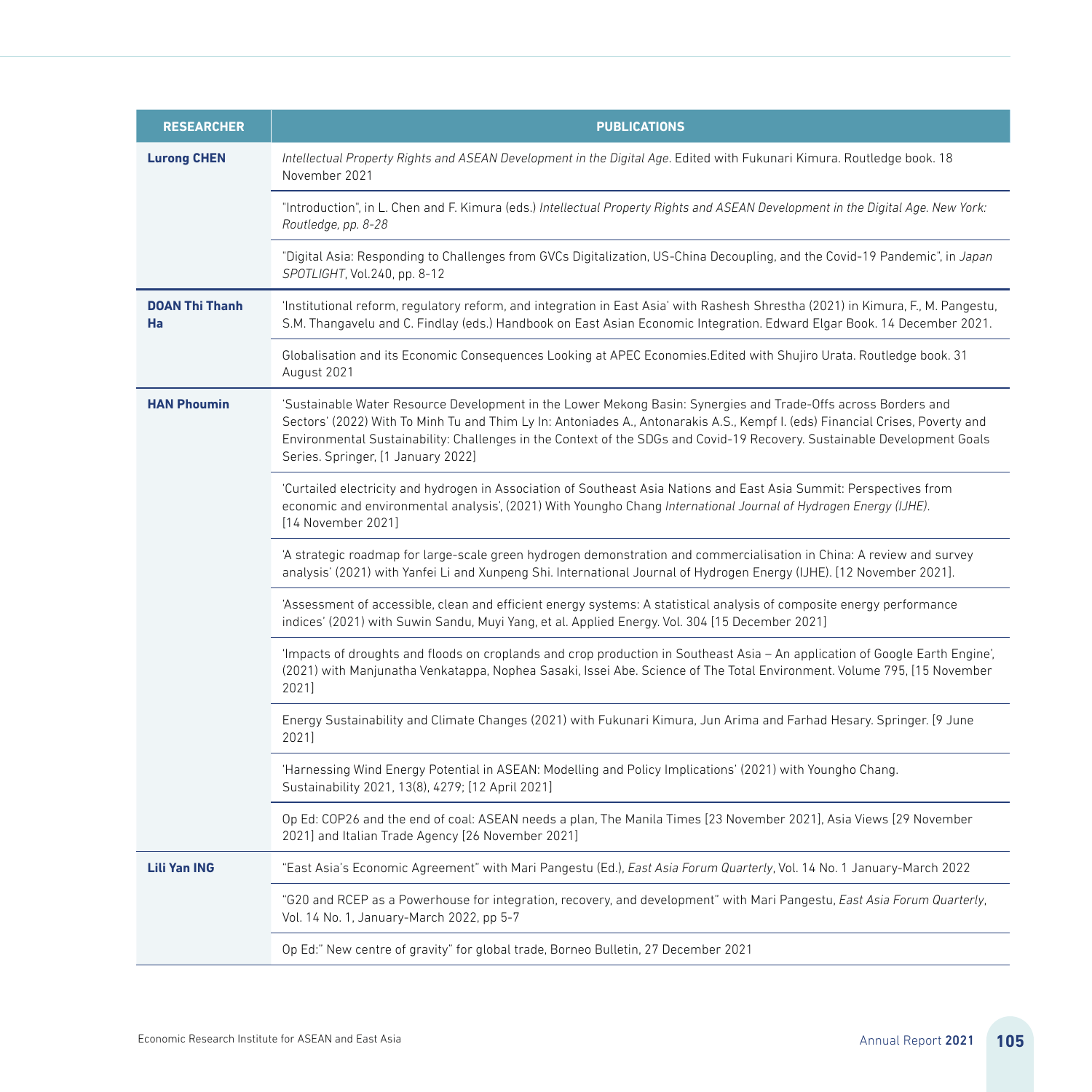| RESEARCHER | PUBLICATIONS |
|---|---|
| **Lurong CHEN** | *Intellectual Property Rights and ASEAN Development in the Digital Age*. Edited with Fukunari Kimura. Routledge book. 18 November 2021 |
| | "Introduction", in L. Chen and F. Kimura (eds.) *Intellectual Property Rights and ASEAN Development in the Digital Age. New York: Routledge, pp. 8-28* |
| | "Digital Asia: Responding to Challenges from GVCs Digitalization, US-China Decoupling, and the Covid-19 Pandemic", in *Japan SPOTLIGHT*, Vol.240, pp. 8-12 |
| **DOAN Thi Thanh Ha** | 'Institutional reform, regulatory reform, and integration in East Asia' with Rashesh Shrestha (2021) in Kimura, F., M. Pangestu, S.M. Thangavelu and C. Findlay (eds.) Handbook on East Asian Economic Integration. Edward Elgar Book. 14 December 2021. |
| | Globalisation and its Economic Consequences Looking at APEC Economies.Edited with Shujiro Urata. Routledge book. 31 August 2021 |
| **HAN Phoumin** | 'Sustainable Water Resource Development in the Lower Mekong Basin: Synergies and Trade-Offs across Borders and Sectors' (2022) With To Minh Tu and Thim Ly In: Antoniades A., Antonarakis A.S., Kempf I. (eds) Financial Crises, Poverty and Environmental Sustainability: Challenges in the Context of the SDGs and Covid-19 Recovery. Sustainable Development Goals Series. Springer, [1 January 2022] |
| | 'Curtailed electricity and hydrogen in Association of Southeast Asia Nations and East Asia Summit: Perspectives from economic and environmental analysis', (2021) With Youngho Chang *International Journal of Hydrogen Energy (IJHE)*. [14 November 2021] |
| | 'A strategic roadmap for large-scale green hydrogen demonstration and commercialisation in China: A review and survey analysis' (2021) with Yanfei Li and Xunpeng Shi. International Journal of Hydrogen Energy (IJHE). [12 November 2021]. |
| | 'Assessment of accessible, clean and efficient energy systems: A statistical analysis of composite energy performance indices' (2021) with Suwin Sandu, Muyi Yang, et al. Applied Energy. Vol. 304 [15 December 2021] |
| | 'Impacts of droughts and floods on croplands and crop production in Southeast Asia – An application of Google Earth Engine', (2021) with Manjunatha Venkatappa, Nophea Sasaki, Issei Abe. Science of The Total Environment. Volume 795, [15 November 2021] |
| | Energy Sustainability and Climate Changes (2021) with Fukunari Kimura, Jun Arima and Farhad Hesary. Springer. [9 June 2021] |
| | 'Harnessing Wind Energy Potential in ASEAN: Modelling and Policy Implications' (2021) with Youngho Chang. Sustainability 2021, 13(8), 4279; [12 April 2021] |
| | Op Ed: COP26 and the end of coal: ASEAN needs a plan, The Manila Times [23 November 2021], Asia Views [29 November 2021] and Italian Trade Agency [26 November 2021] |
| **Lili Yan ING** | "East Asia's Economic Agreement" with Mari Pangestu (Ed.), *East Asia Forum Quarterly*, Vol. 14 No. 1 January-March 2022 |
| | "G20 and RCEP as a Powerhouse for integration, recovery, and development" with Mari Pangestu, *East Asia Forum Quarterly*, Vol. 14 No. 1, January-March 2022, pp 5-7 |
| | Op Ed:" New centre of gravity" for global trade, Borneo Bulletin, 27 December 2021 |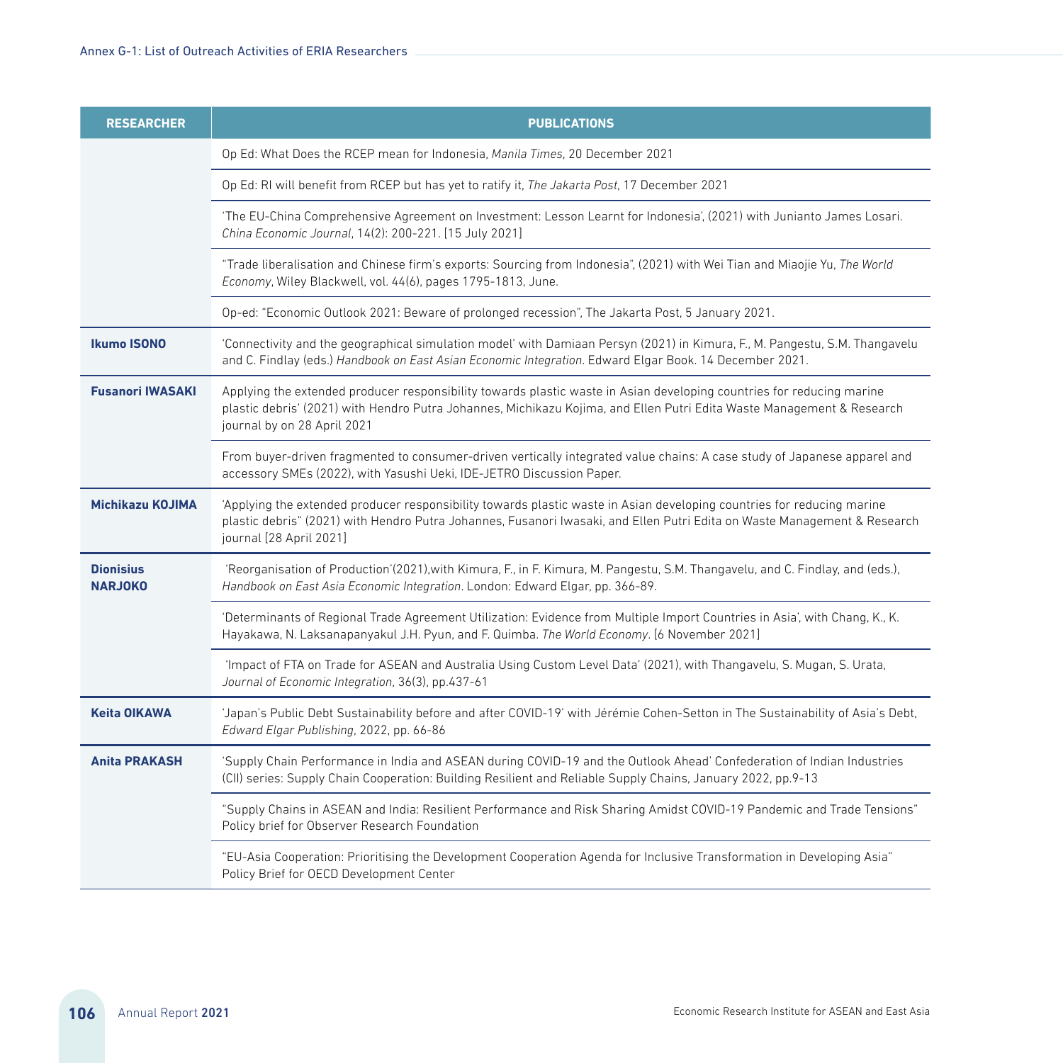| RESEARCHER | PUBLICATIONS |
|---|---|
| | Op Ed: What Does the RCEP mean for Indonesia, *Manila Times*, 20 December 2021 |
| | Op Ed: RI will benefit from RCEP but has yet to ratify it, *The Jakarta Post*, 17 December 2021 |
| | 'The EU-China Comprehensive Agreement on Investment: Lesson Learnt for Indonesia', (2021) with Junianto James Losari. *China Economic Journal*, 14(2): 200-221. [15 July 2021] |
| | "Trade liberalisation and Chinese firm's exports: Sourcing from Indonesia", (2021) with Wei Tian and Miaojie Yu, *The World Economy*, Wiley Blackwell, vol. 44(6), pages 1795-1813, June. |
| | Op-ed: "Economic Outlook 2021: Beware of prolonged recession", The Jakarta Post, 5 January 2021. |
| **Ikumo ISONO** | 'Connectivity and the geographical simulation model' with Damiaan Persyn (2021) in Kimura, F., M. Pangestu, S.M. Thangavelu and C. Findlay (eds.) *Handbook on East Asian Economic Integration*. Edward Elgar Book. 14 December 2021. |
| **Fusanori IWASAKI** | Applying the extended producer responsibility towards plastic waste in Asian developing countries for reducing marine plastic debris' (2021) with Hendro Putra Johannes, Michikazu Kojima, and Ellen Putri Edita Waste Management & Research journal by on 28 April 2021 |
| | From buyer-driven fragmented to consumer-driven vertically integrated value chains: A case study of Japanese apparel and accessory SMEs (2022), with Yasushi Ueki, IDE-JETRO Discussion Paper. |
| **Michikazu KOJIMA** | 'Applying the extended producer responsibility towards plastic waste in Asian developing countries for reducing marine plastic debris" (2021) with Hendro Putra Johannes, Fusanori Iwasaki, and Ellen Putri Edita on Waste Management & Research journal [28 April 2021] |
| **Dionisius NARJOKO** | 'Reorganisation of Production'(2021),with Kimura, F., in F. Kimura, M. Pangestu, S.M. Thangavelu, and C. Findlay, and (eds.), *Handbook on East Asia Economic Integration*. London: Edward Elgar, pp. 366-89. |
| | 'Determinants of Regional Trade Agreement Utilization: Evidence from Multiple Import Countries in Asia', with Chang, K., K. Hayakawa, N. Laksanapanyakul J.H. Pyun, and F. Quimba. *The World Economy*. [6 November 2021] |
| | 'Impact of FTA on Trade for ASEAN and Australia Using Custom Level Data' (2021), with Thangavelu, S. Mugan, S. Urata, *Journal of Economic Integration*, 36(3), pp.437-61 |
| **Keita OIKAWA** | 'Japan's Public Debt Sustainability before and after COVID-19' with Jérémie Cohen-Setton in The Sustainability of Asia's Debt, *Edward Elgar Publishing*, 2022, pp. 66-86 |
| **Anita PRAKASH** | 'Supply Chain Performance in India and ASEAN during COVID-19 and the Outlook Ahead' Confederation of Indian Industries (CII) series: Supply Chain Cooperation: Building Resilient and Reliable Supply Chains, January 2022, pp.9-13 |
| | "Supply Chains in ASEAN and India: Resilient Performance and Risk Sharing Amidst COVID-19 Pandemic and Trade Tensions" Policy brief for Observer Research Foundation |
| | "EU-Asia Cooperation: Prioritising the Development Cooperation Agenda for Inclusive Transformation in Developing Asia" Policy Brief for OECD Development Center |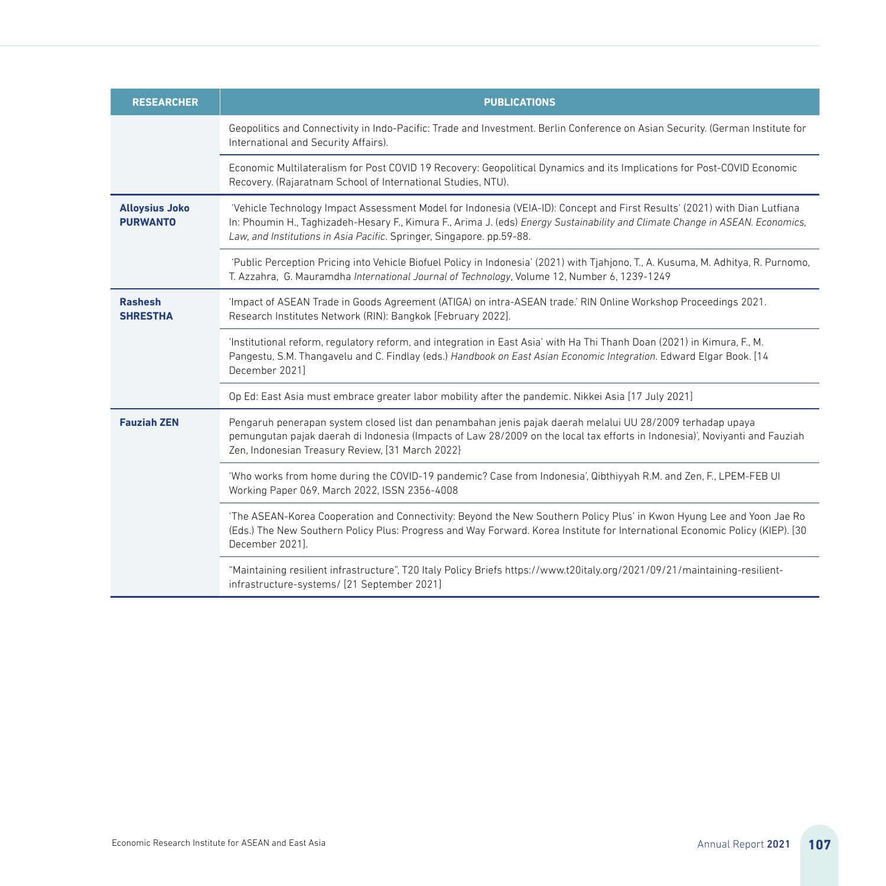| RESEARCHER | PUBLICATIONS |
| --- | --- |
| | Geopolitics and Connectivity in Indo-Pacific: Trade and Investment. Berlin Conference on Asian Security. (German Institute for International and Security Affairs). |
| | Economic Multilateralism for Post COVID 19 Recovery: Geopolitical Dynamics and its Implications for Post-COVID Economic Recovery. (Rajaratnam School of International Studies, NTU). |
| **Alloysius Joko PURWANTO** | 'Vehicle Technology Impact Assessment Model for Indonesia (VEIA-ID): Concept and First Results' (2021) with Dian Lutfiana In: Phoumin H., Taghizadeh-Hesary F., Kimura F., Arima J. (eds) *Energy Sustainability and Climate Change in ASEAN. Economics, Law, and Institutions in Asia Pacific*. Springer, Singapore. pp.59-88. |
| | 'Public Perception Pricing into Vehicle Biofuel Policy in Indonesia' (2021) with Tjahjono, T., A. Kusuma, M. Adhitya, R. Purnomo, T. Azzahra, G. Mauramdha *International Journal of Technology*, Volume 12, Number 6, 1239-1249 |
| **Rashesh SHRESTHA** | 'Impact of ASEAN Trade in Goods Agreement (ATIGA) on intra-ASEAN trade.' RIN Online Workshop Proceedings 2021. Research Institutes Network (RIN): Bangkok [February 2022]. |
| | 'Institutional reform, regulatory reform, and integration in East Asia' with Ha Thi Thanh Doan (2021) in Kimura, F., M. Pangestu, S.M. Thangavelu and C. Findlay (eds.) *Handbook on East Asian Economic Integration*. Edward Elgar Book. [14 December 2021] |
| | Op Ed: East Asia must embrace greater labor mobility after the pandemic. Nikkei Asia [17 July 2021] |
| **Fauziah ZEN** | Pengaruh penerapan system closed list dan penambahan jenis pajak daerah melalui UU 28/2009 terhadap upaya pemungutan pajak daerah di Indonesia (Impacts of Law 28/2009 on the local tax efforts in Indonesia)', Noviyanti and Fauziah Zen, Indonesian Treasury Review, [31 March 2022} |
| | 'Who works from home during the COVID-19 pandemic? Case from Indonesia', Qibthiyyah R.M. and Zen, F., LPEM-FEB UI Working Paper 069, March 2022, ISSN 2356-4008 |
| | 'The ASEAN-Korea Cooperation and Connectivity: Beyond the New Southern Policy Plus' in Kwon Hyung Lee and Yoon Jae Ro (Eds.) The New Southern Policy Plus: Progress and Way Forward. Korea Institute for International Economic Policy (KIEP). [30 December 2021]. |
| | "Maintaining resilient infrastructure", T20 Italy Policy Briefs https://www.t20italy.org/2021/09/21/maintaining-resilient-infrastructure-systems/ [21 September 2021] |